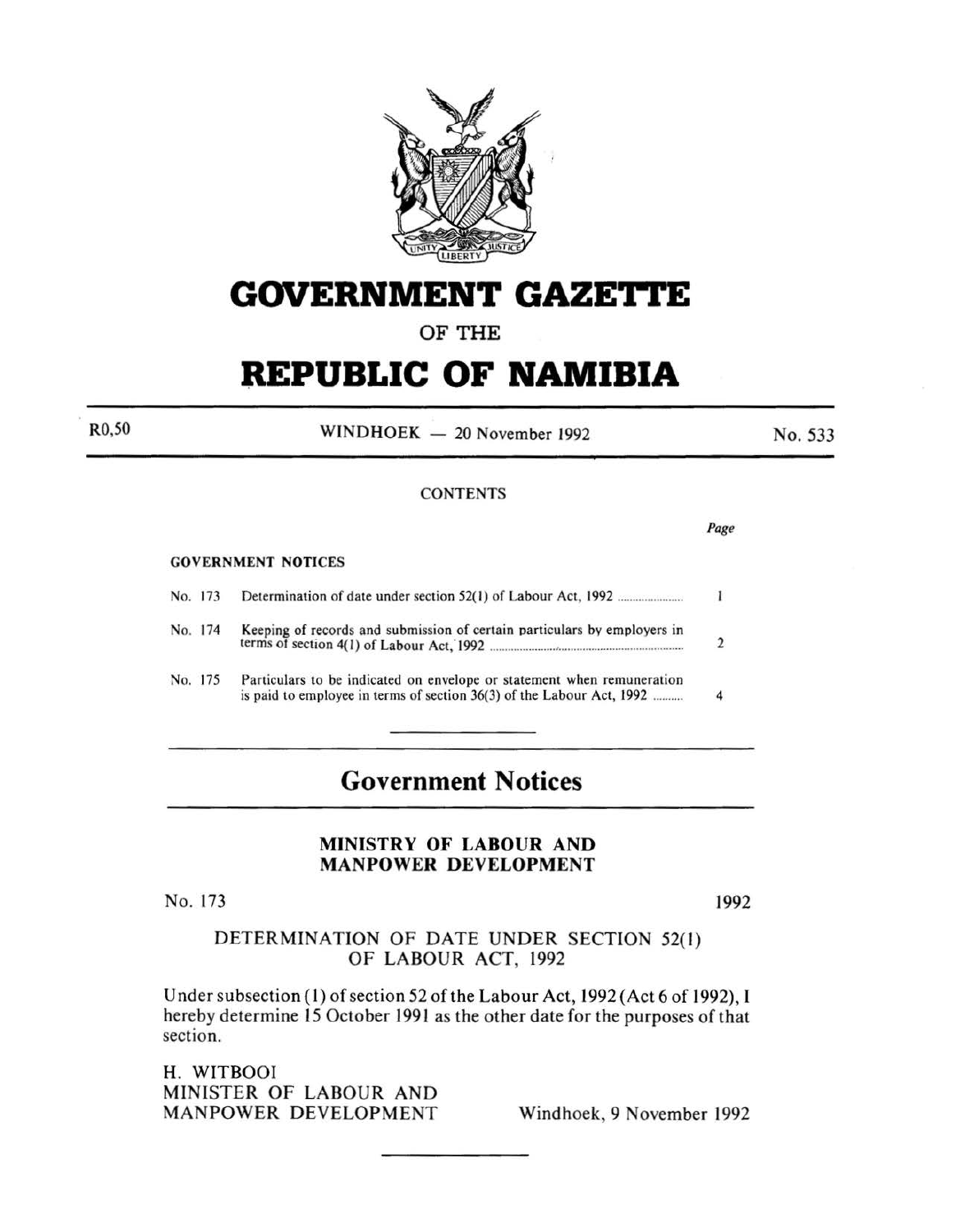# GOVERNMENT GAZETTE

OF THE

# REPUBLIC OF NAMIBIA

R0,50 | WINDHOEK — 20 November 1992 | No. 533

CONTENTS

| | | Page |
|---|---|---|
| **GOVERNMENT NOTICES** | | |
| No. 173 | Determination of date under section 52(1) of Labour Act, 1992 | 1 |
| No. 174 | Keeping of records and submission of certain particulars by employers in terms of section 4(1) of Labour Act, 1992 | 2 |
| No. 175 | Particulars to be indicated on envelope or statement when remuneration is paid to employee in terms of section 36(3) of the Labour Act, 1992 | 4 |

## Government Notices

### MINISTRY OF LABOUR AND MANPOWER DEVELOPMENT

No. 173 1992

DETERMINATION OF DATE UNDER SECTION 52(1) OF LABOUR ACT, 1992

Under subsection (1) of section 52 of the Labour Act, 1992 (Act 6 of 1992), I hereby determine 15 October 1991 as the other date for the purposes of that section.

H. WITBOOI
MINISTER OF LABOUR AND
MANPOWER DEVELOPMENT Windhoek, 9 November 1992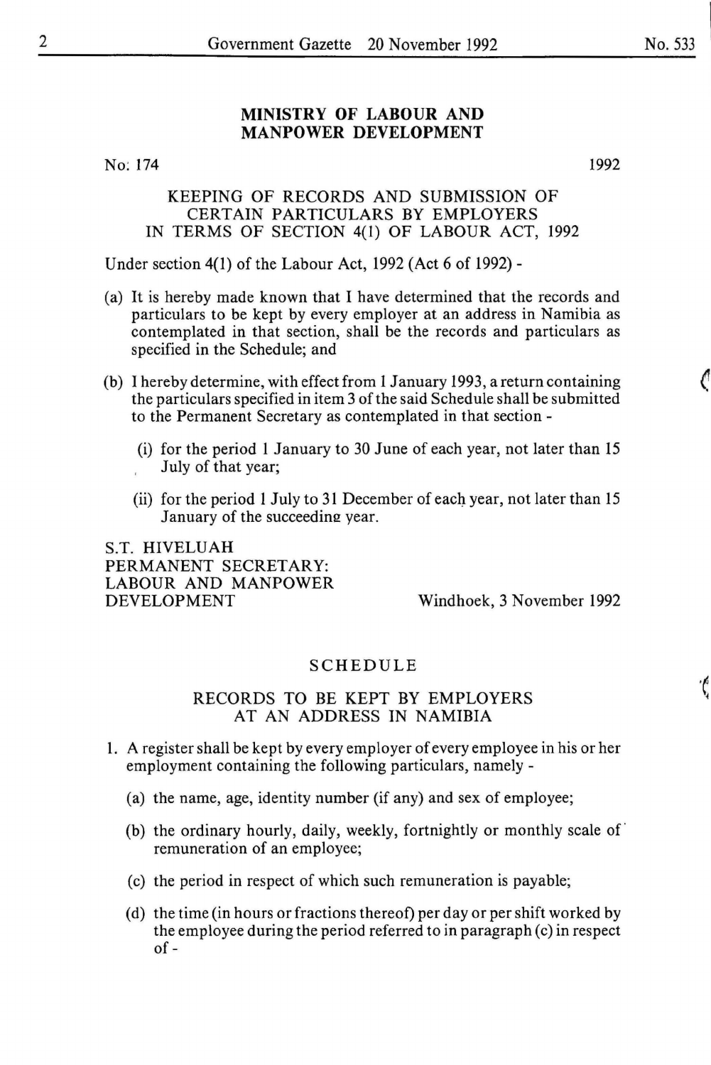## MINISTRY OF LABOUR AND MANPOWER DEVELOPMENT

No: 174 1992

### KEEPING OF RECORDS AND SUBMISSION OF CERTAIN PARTICULARS BY EMPLOYERS IN TERMS OF SECTION 4(1) OF LABOUR ACT, 1992

Under section 4(1) of the Labour Act, 1992 (Act 6 of 1992) -

(a) It is hereby made known that I have determined that the records and particulars to be kept by every employer at an address in Namibia as contemplated in that section, shall be the records and particulars as specified in the Schedule; and

(b) I hereby determine, with effect from 1 January 1993, a return containing the particulars specified in item 3 of the said Schedule shall be submitted to the Permanent Secretary as contemplated in that section -

(i) for the period 1 January to 30 June of each year, not later than 15 July of that year;

(ii) for the period 1 July to 31 December of each year, not later than 15 January of the succeeding year.

S.T. HIVELUAH
PERMANENT SECRETARY:
LABOUR AND MANPOWER
DEVELOPMENT

Windhoek, 3 November 1992

## SCHEDULE

### RECORDS TO BE KEPT BY EMPLOYERS AT AN ADDRESS IN NAMIBIA

1. A register shall be kept by every employer of every employee in his or her employment containing the following particulars, namely -

(a) the name, age, identity number (if any) and sex of employee;

(b) the ordinary hourly, daily, weekly, fortnightly or monthly scale of remuneration of an employee;

(c) the period in respect of which such remuneration is payable;

(d) the time (in hours or fractions thereof) per day or per shift worked by the employee during the period referred to in paragraph (c) in respect of -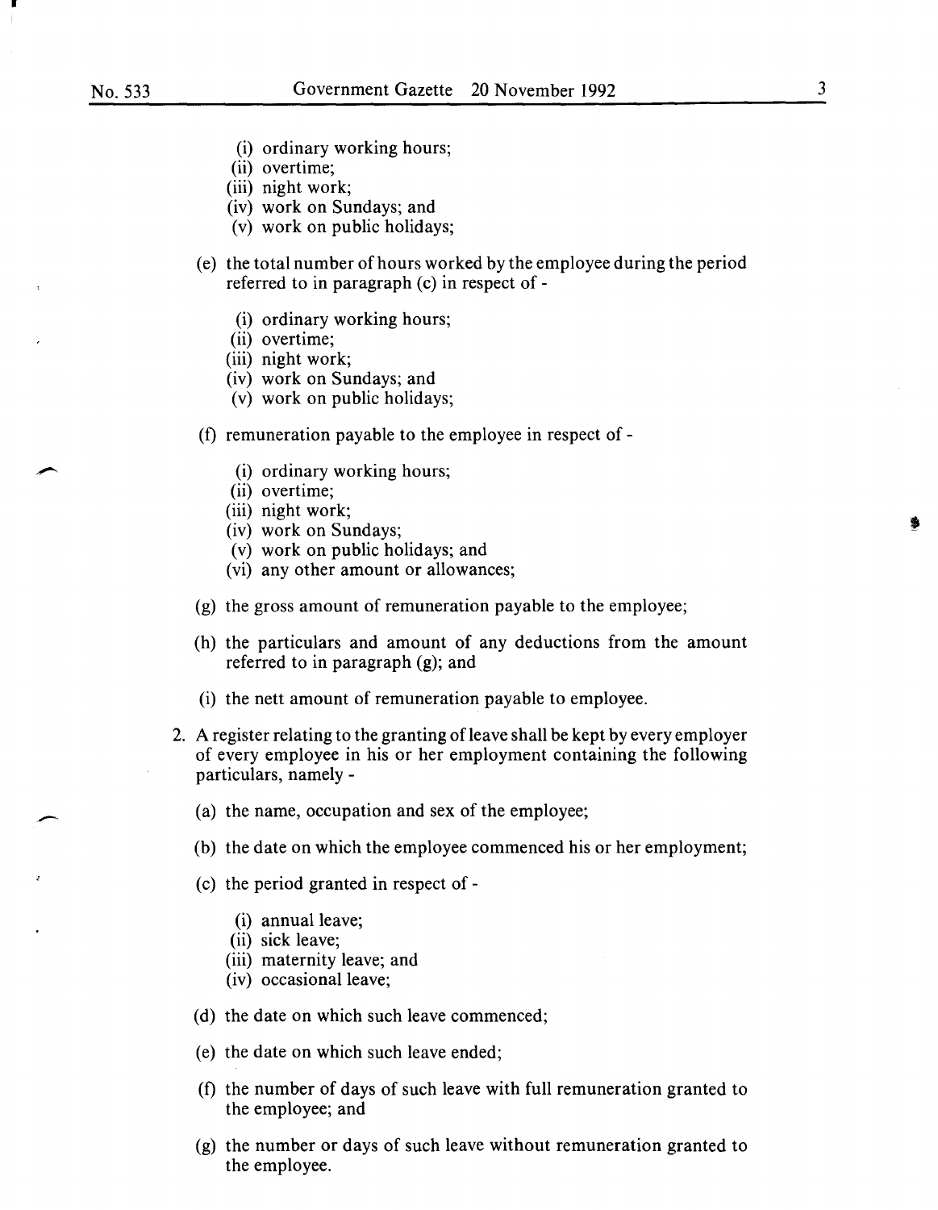(i) ordinary working hours;
(ii) overtime;
(iii) night work;
(iv) work on Sundays; and
(v) work on public holidays;

(e) the total number of hours worked by the employee during the period referred to in paragraph (c) in respect of -

(i) ordinary working hours;
(ii) overtime;
(iii) night work;
(iv) work on Sundays; and
(v) work on public holidays;

(f) remuneration payable to the employee in respect of -

(i) ordinary working hours;
(ii) overtime;
(iii) night work;
(iv) work on Sundays;
(v) work on public holidays; and
(vi) any other amount or allowances;

(g) the gross amount of remuneration payable to the employee;

(h) the particulars and amount of any deductions from the amount referred to in paragraph (g); and

(i) the nett amount of remuneration payable to employee.

2. A register relating to the granting of leave shall be kept by every employer of every employee in his or her employment containing the following particulars, namely -

(a) the name, occupation and sex of the employee;

(b) the date on which the employee commenced his or her employment;

(c) the period granted in respect of -

(i) annual leave;
(ii) sick leave;
(iii) maternity leave; and
(iv) occasional leave;

(d) the date on which such leave commenced;

(e) the date on which such leave ended;

(f) the number of days of such leave with full remuneration granted to the employee; and

(g) the number or days of such leave without remuneration granted to the employee.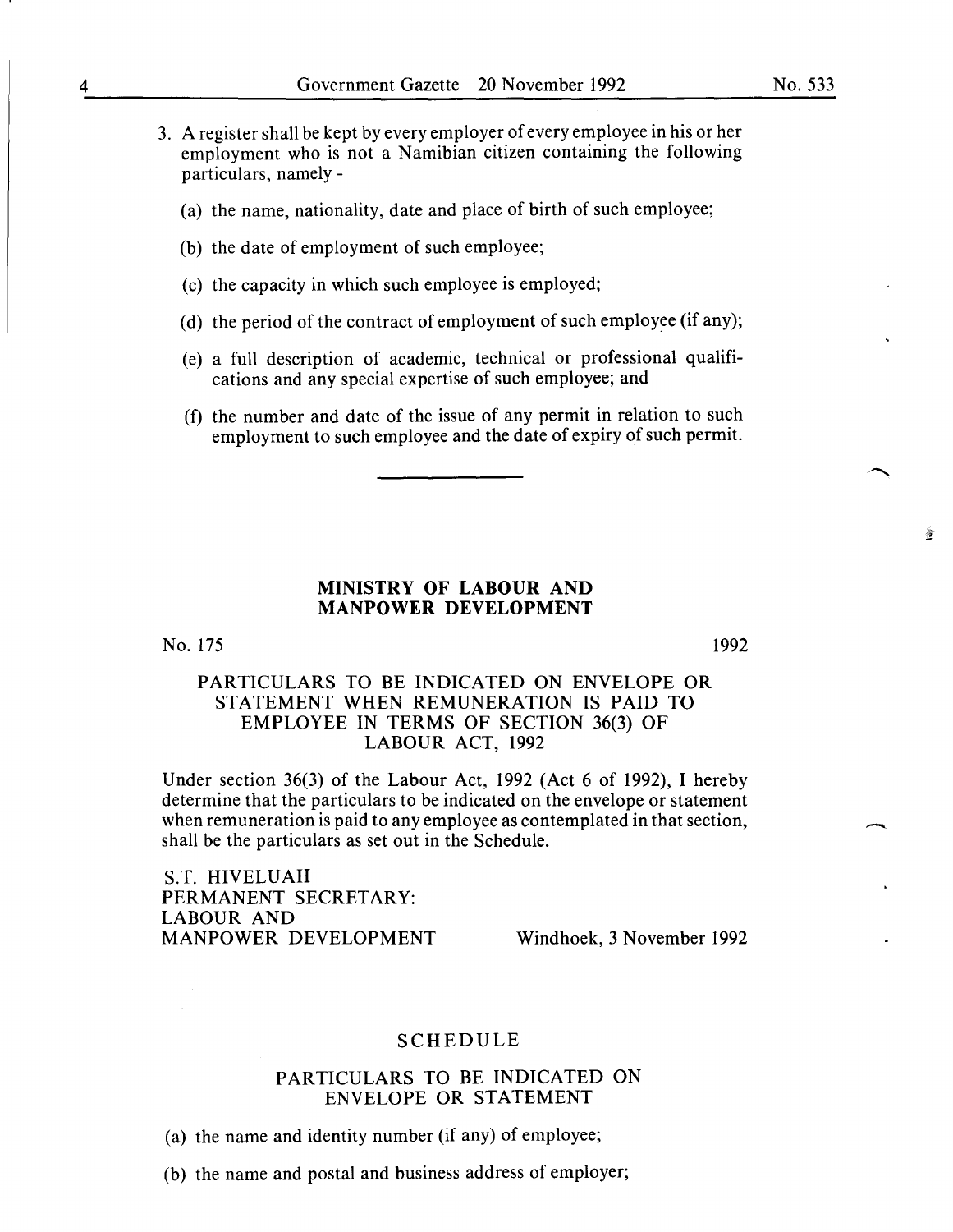3. A register shall be kept by every employer of every employee in his or her employment who is not a Namibian citizen containing the following particulars, namely -

   (a) the name, nationality, date and place of birth of such employee;

   (b) the date of employment of such employee;

   (c) the capacity in which such employee is employed;

   (d) the period of the contract of employment of such employee (if any);

   (e) a full description of academic, technical or professional qualifications and any special expertise of such employee; and

   (f) the number and date of the issue of any permit in relation to such employment to such employee and the date of expiry of such permit.

---

**MINISTRY OF LABOUR AND MANPOWER DEVELOPMENT**

No. 175 1992

PARTICULARS TO BE INDICATED ON ENVELOPE OR STATEMENT WHEN REMUNERATION IS PAID TO EMPLOYEE IN TERMS OF SECTION 36(3) OF LABOUR ACT, 1992

Under section 36(3) of the Labour Act, 1992 (Act 6 of 1992), I hereby determine that the particulars to be indicated on the envelope or statement when remuneration is paid to any employee as contemplated in that section, shall be the particulars as set out in the Schedule.

S.T. HIVELUAH
PERMANENT SECRETARY:
LABOUR AND
MANPOWER DEVELOPMENT Windhoek, 3 November 1992

SCHEDULE

PARTICULARS TO BE INDICATED ON ENVELOPE OR STATEMENT

(a) the name and identity number (if any) of employee;

(b) the name and postal and business address of employer;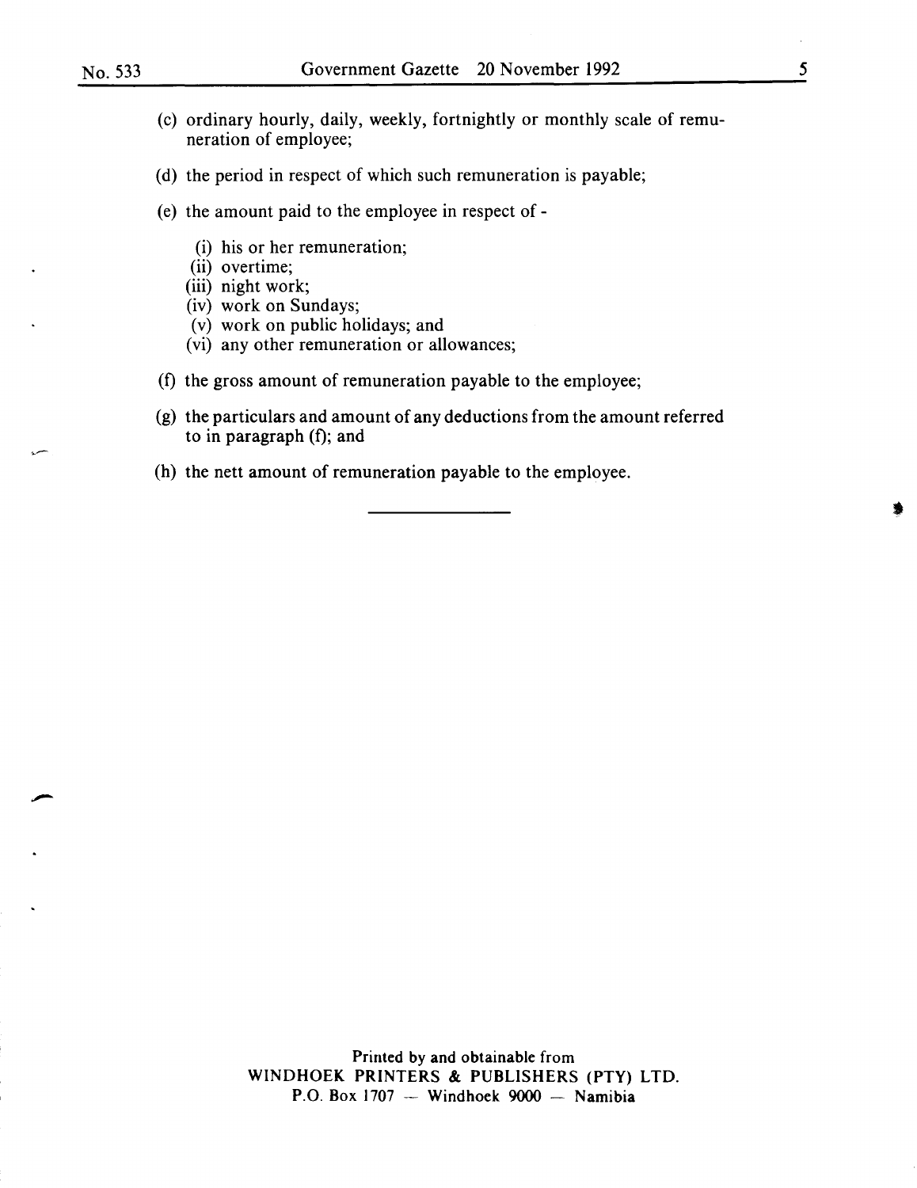(c) ordinary hourly, daily, weekly, fortnightly or monthly scale of remuneration of employee;

(d) the period in respect of which such remuneration is payable;

(e) the amount paid to the employee in respect of -

  (i) his or her remuneration;
  (ii) overtime;
  (iii) night work;
  (iv) work on Sundays;
  (v) work on public holidays; and
  (vi) any other remuneration or allowances;

(f) the gross amount of remuneration payable to the employee;

(g) the particulars and amount of any deductions from the amount referred to in paragraph (f); and

(h) the nett amount of remuneration payable to the employee.

---

Printed by and obtainable from
WINDHOEK PRINTERS & PUBLISHERS (PTY) LTD.
P.O. Box 1707 — Windhoek 9000 — Namibia